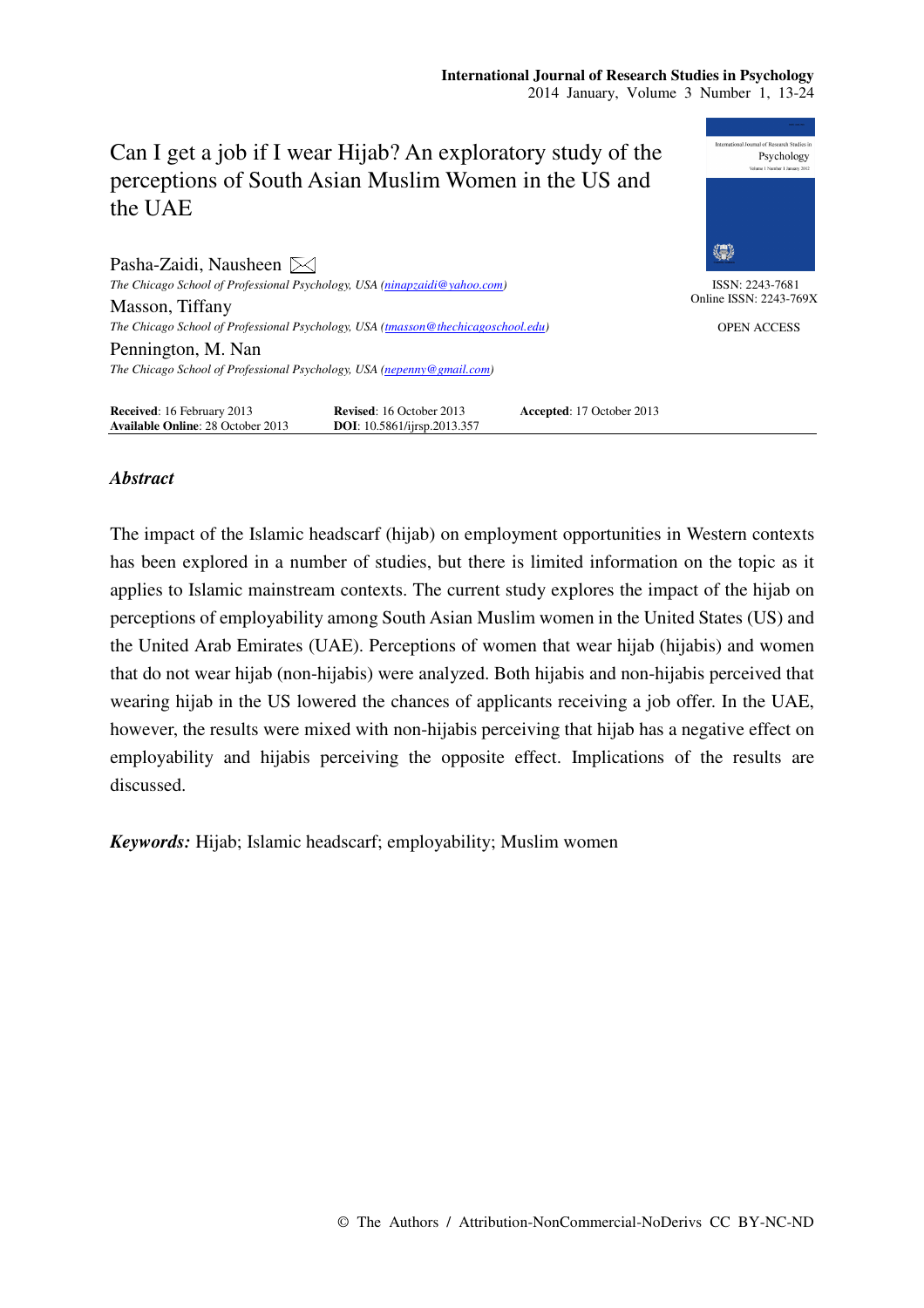# Can I get a job if I wear Hijab? An exploratory study of the perceptions of South Asian Muslim Women in the US and the UAE

**Pasha-Zaidi, Nausheen** ✉
*The Chicago School of Professional Psychology, USA (ninapzaidi@yahoo.com)*

**Masson, Tiffany**
*The Chicago School of Professional Psychology, USA (tmasson@thechicagoschool.edu)*

**Pennington, M. Nan**
*The Chicago School of Professional Psychology, USA (nepenny@gmail.com)*

ISSN: 2243-7681
Online ISSN: 2243-769X

OPEN ACCESS

**Received**: 16 February 2013 **Revised**: 16 October 2013 **Accepted**: 17 October 2013
**Available Online**: 28 October 2013 **DOI**: 10.5861/ijrsp.2013.357

## *Abstract*

The impact of the Islamic headscarf (hijab) on employment opportunities in Western contexts has been explored in a number of studies, but there is limited information on the topic as it applies to Islamic mainstream contexts. The current study explores the impact of the hijab on perceptions of employability among South Asian Muslim women in the United States (US) and the United Arab Emirates (UAE). Perceptions of women that wear hijab (hijabis) and women that do not wear hijab (non-hijabis) were analyzed. Both hijabis and non-hijabis perceived that wearing hijab in the US lowered the chances of applicants receiving a job offer. In the UAE, however, the results were mixed with non-hijabis perceiving that hijab has a negative effect on employability and hijabis perceiving the opposite effect. Implications of the results are discussed.

***Keywords:*** Hijab; Islamic headscarf; employability; Muslim women

© The Authors / Attribution-NonCommercial-NoDerivs CC BY-NC-ND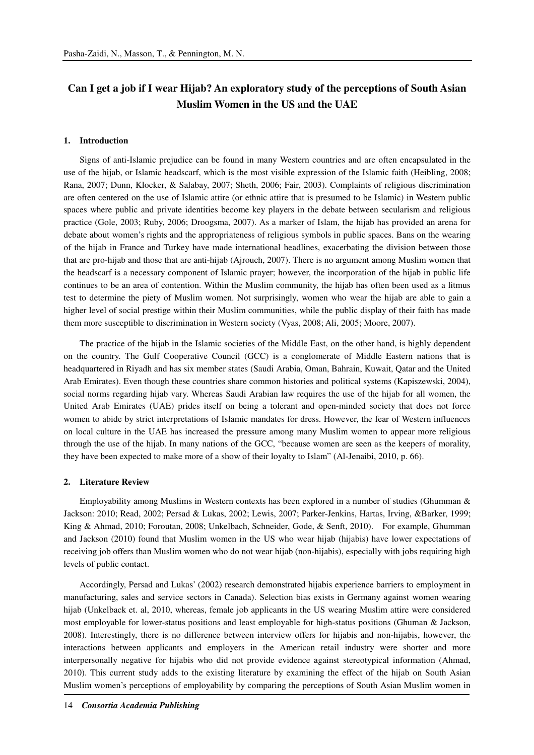# Can I get a job if I wear Hijab? An exploratory study of the perceptions of South Asian Muslim Women in the US and the UAE

## 1. Introduction

Signs of anti-Islamic prejudice can be found in many Western countries and are often encapsulated in the use of the hijab, or Islamic headscarf, which is the most visible expression of the Islamic faith (Heibling, 2008; Rana, 2007; Dunn, Klocker, & Salabay, 2007; Sheth, 2006; Fair, 2003). Complaints of religious discrimination are often centered on the use of Islamic attire (or ethnic attire that is presumed to be Islamic) in Western public spaces where public and private identities become key players in the debate between secularism and religious practice (Gole, 2003; Ruby, 2006; Droogsma, 2007). As a marker of Islam, the hijab has provided an arena for debate about women's rights and the appropriateness of religious symbols in public spaces. Bans on the wearing of the hijab in France and Turkey have made international headlines, exacerbating the division between those that are pro-hijab and those that are anti-hijab (Ajrouch, 2007). There is no argument among Muslim women that the headscarf is a necessary component of Islamic prayer; however, the incorporation of the hijab in public life continues to be an area of contention. Within the Muslim community, the hijab has often been used as a litmus test to determine the piety of Muslim women. Not surprisingly, women who wear the hijab are able to gain a higher level of social prestige within their Muslim communities, while the public display of their faith has made them more susceptible to discrimination in Western society (Vyas, 2008; Ali, 2005; Moore, 2007).

The practice of the hijab in the Islamic societies of the Middle East, on the other hand, is highly dependent on the country. The Gulf Cooperative Council (GCC) is a conglomerate of Middle Eastern nations that is headquartered in Riyadh and has six member states (Saudi Arabia, Oman, Bahrain, Kuwait, Qatar and the United Arab Emirates). Even though these countries share common histories and political systems (Kapiszewski, 2004), social norms regarding hijab vary. Whereas Saudi Arabian law requires the use of the hijab for all women, the United Arab Emirates (UAE) prides itself on being a tolerant and open-minded society that does not force women to abide by strict interpretations of Islamic mandates for dress. However, the fear of Western influences on local culture in the UAE has increased the pressure among many Muslim women to appear more religious through the use of the hijab. In many nations of the GCC, "because women are seen as the keepers of morality, they have been expected to make more of a show of their loyalty to Islam" (Al-Jenaibi, 2010, p. 66).

## 2. Literature Review

Employability among Muslims in Western contexts has been explored in a number of studies (Ghumman & Jackson: 2010; Read, 2002; Persad & Lukas, 2002; Lewis, 2007; Parker-Jenkins, Hartas, Irving, &Barker, 1999; King & Ahmad, 2010; Foroutan, 2008; Unkelbach, Schneider, Gode, & Senft, 2010). For example, Ghumman and Jackson (2010) found that Muslim women in the US who wear hijab (hijabis) have lower expectations of receiving job offers than Muslim women who do not wear hijab (non-hijabis), especially with jobs requiring high levels of public contact.

Accordingly, Persad and Lukas' (2002) research demonstrated hijabis experience barriers to employment in manufacturing, sales and service sectors in Canada). Selection bias exists in Germany against women wearing hijab (Unkelback et. al, 2010, whereas, female job applicants in the US wearing Muslim attire were considered most employable for lower-status positions and least employable for high-status positions (Ghuman & Jackson, 2008). Interestingly, there is no difference between interview offers for hijabis and non-hijabis, however, the interactions between applicants and employers in the American retail industry were shorter and more interpersonally negative for hijabis who did not provide evidence against stereotypical information (Ahmad, 2010). This current study adds to the existing literature by examining the effect of the hijab on South Asian Muslim women's perceptions of employability by comparing the perceptions of South Asian Muslim women in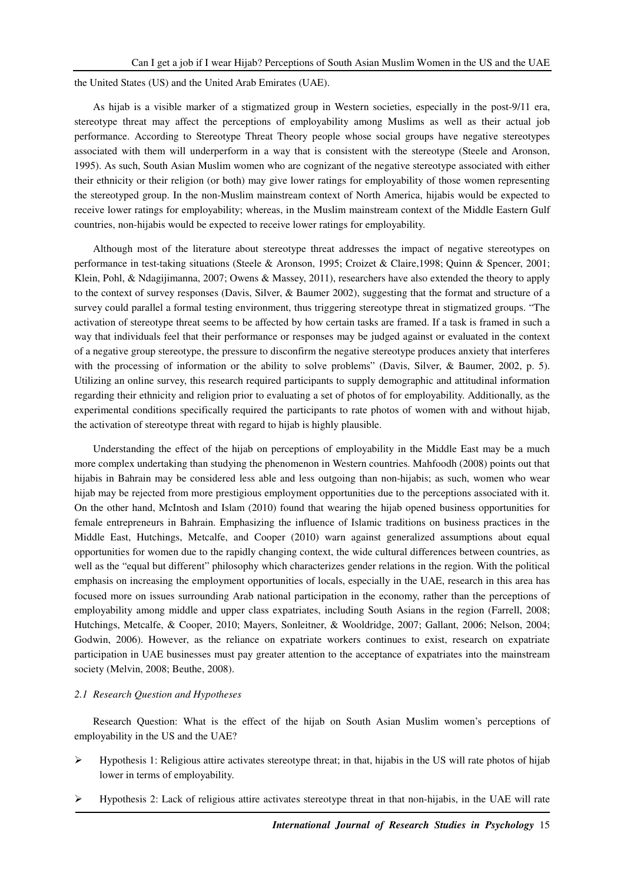the United States (US) and the United Arab Emirates (UAE).

As hijab is a visible marker of a stigmatized group in Western societies, especially in the post-9/11 era, stereotype threat may affect the perceptions of employability among Muslims as well as their actual job performance. According to Stereotype Threat Theory people whose social groups have negative stereotypes associated with them will underperform in a way that is consistent with the stereotype (Steele and Aronson, 1995). As such, South Asian Muslim women who are cognizant of the negative stereotype associated with either their ethnicity or their religion (or both) may give lower ratings for employability of those women representing the stereotyped group. In the non-Muslim mainstream context of North America, hijabis would be expected to receive lower ratings for employability; whereas, in the Muslim mainstream context of the Middle Eastern Gulf countries, non-hijabis would be expected to receive lower ratings for employability.

Although most of the literature about stereotype threat addresses the impact of negative stereotypes on performance in test-taking situations (Steele & Aronson, 1995; Croizet & Claire,1998; Quinn & Spencer, 2001; Klein, Pohl, & Ndagijimanna, 2007; Owens & Massey, 2011), researchers have also extended the theory to apply to the context of survey responses (Davis, Silver, & Baumer 2002), suggesting that the format and structure of a survey could parallel a formal testing environment, thus triggering stereotype threat in stigmatized groups. "The activation of stereotype threat seems to be affected by how certain tasks are framed. If a task is framed in such a way that individuals feel that their performance or responses may be judged against or evaluated in the context of a negative group stereotype, the pressure to disconfirm the negative stereotype produces anxiety that interferes with the processing of information or the ability to solve problems" (Davis, Silver, & Baumer, 2002, p. 5). Utilizing an online survey, this research required participants to supply demographic and attitudinal information regarding their ethnicity and religion prior to evaluating a set of photos of for employability. Additionally, as the experimental conditions specifically required the participants to rate photos of women with and without hijab, the activation of stereotype threat with regard to hijab is highly plausible.

Understanding the effect of the hijab on perceptions of employability in the Middle East may be a much more complex undertaking than studying the phenomenon in Western countries. Mahfoodh (2008) points out that hijabis in Bahrain may be considered less able and less outgoing than non-hijabis; as such, women who wear hijab may be rejected from more prestigious employment opportunities due to the perceptions associated with it. On the other hand, McIntosh and Islam (2010) found that wearing the hijab opened business opportunities for female entrepreneurs in Bahrain. Emphasizing the influence of Islamic traditions on business practices in the Middle East, Hutchings, Metcalfe, and Cooper (2010) warn against generalized assumptions about equal opportunities for women due to the rapidly changing context, the wide cultural differences between countries, as well as the "equal but different" philosophy which characterizes gender relations in the region. With the political emphasis on increasing the employment opportunities of locals, especially in the UAE, research in this area has focused more on issues surrounding Arab national participation in the economy, rather than the perceptions of employability among middle and upper class expatriates, including South Asians in the region (Farrell, 2008; Hutchings, Metcalfe, & Cooper, 2010; Mayers, Sonleitner, & Wooldridge, 2007; Gallant, 2006; Nelson, 2004; Godwin, 2006). However, as the reliance on expatriate workers continues to exist, research on expatriate participation in UAE businesses must pay greater attention to the acceptance of expatriates into the mainstream society (Melvin, 2008; Beuthe, 2008).

### *2.1 Research Question and Hypotheses*

Research Question: What is the effect of the hijab on South Asian Muslim women's perceptions of employability in the US and the UAE?

- Hypothesis 1: Religious attire activates stereotype threat; in that, hijabis in the US will rate photos of hijab lower in terms of employability.
- Hypothesis 2: Lack of religious attire activates stereotype threat in that non-hijabis, in the UAE will rate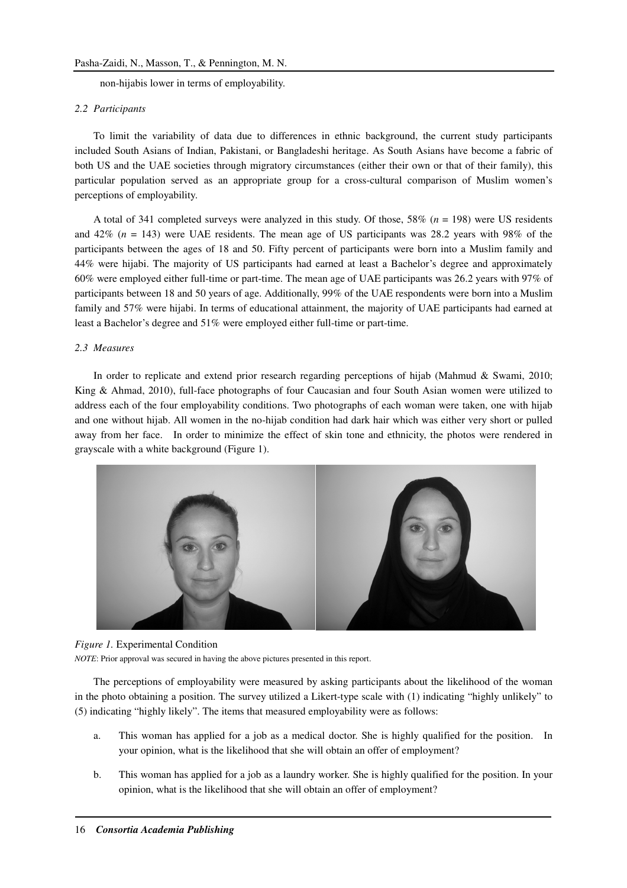non-hijabis lower in terms of employability.

### *2.2 Participants*

To limit the variability of data due to differences in ethnic background, the current study participants included South Asians of Indian, Pakistani, or Bangladeshi heritage. As South Asians have become a fabric of both US and the UAE societies through migratory circumstances (either their own or that of their family), this particular population served as an appropriate group for a cross-cultural comparison of Muslim women's perceptions of employability.

A total of 341 completed surveys were analyzed in this study. Of those, 58% ($n$ = 198) were US residents and 42% ($n$ = 143) were UAE residents. The mean age of US participants was 28.2 years with 98% of the participants between the ages of 18 and 50. Fifty percent of participants were born into a Muslim family and 44% were hijabi. The majority of US participants had earned at least a Bachelor's degree and approximately 60% were employed either full-time or part-time. The mean age of UAE participants was 26.2 years with 97% of participants between 18 and 50 years of age. Additionally, 99% of the UAE respondents were born into a Muslim family and 57% were hijabi. In terms of educational attainment, the majority of UAE participants had earned at least a Bachelor's degree and 51% were employed either full-time or part-time.

### *2.3 Measures*

In order to replicate and extend prior research regarding perceptions of hijab (Mahmud & Swami, 2010; King & Ahmad, 2010), full-face photographs of four Caucasian and four South Asian women were utilized to address each of the four employability conditions. Two photographs of each woman were taken, one with hijab and one without hijab. All women in the no-hijab condition had dark hair which was either very short or pulled away from her face. In order to minimize the effect of skin tone and ethnicity, the photos were rendered in grayscale with a white background (Figure 1).

*Figure 1.* Experimental Condition

*NOTE*: Prior approval was secured in having the above pictures presented in this report.

The perceptions of employability were measured by asking participants about the likelihood of the woman in the photo obtaining a position. The survey utilized a Likert-type scale with (1) indicating "highly unlikely" to (5) indicating "highly likely". The items that measured employability were as follows:

a. This woman has applied for a job as a medical doctor. She is highly qualified for the position. In your opinion, what is the likelihood that she will obtain an offer of employment?

b. This woman has applied for a job as a laundry worker. She is highly qualified for the position. In your opinion, what is the likelihood that she will obtain an offer of employment?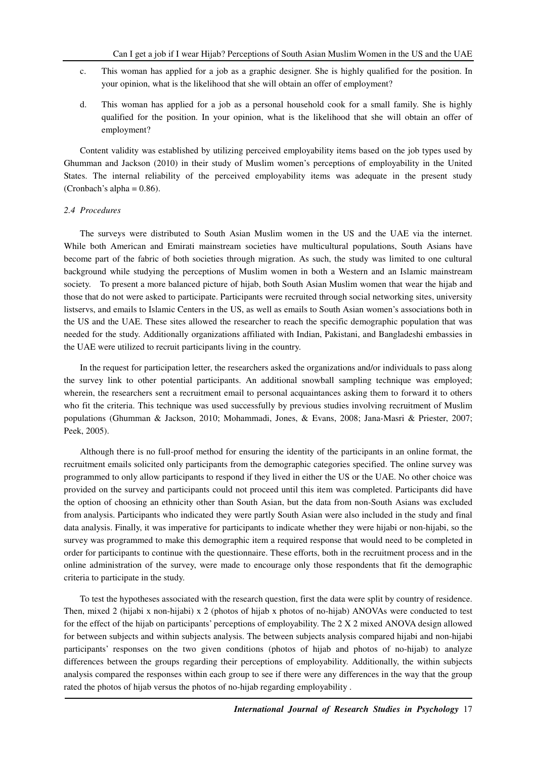c. This woman has applied for a job as a graphic designer. She is highly qualified for the position. In your opinion, what is the likelihood that she will obtain an offer of employment?

d. This woman has applied for a job as a personal household cook for a small family. She is highly qualified for the position. In your opinion, what is the likelihood that she will obtain an offer of employment?

Content validity was established by utilizing perceived employability items based on the job types used by Ghumman and Jackson (2010) in their study of Muslim women's perceptions of employability in the United States. The internal reliability of the perceived employability items was adequate in the present study (Cronbach's alpha = 0.86).

### *2.4 Procedures*

The surveys were distributed to South Asian Muslim women in the US and the UAE via the internet. While both American and Emirati mainstream societies have multicultural populations, South Asians have become part of the fabric of both societies through migration. As such, the study was limited to one cultural background while studying the perceptions of Muslim women in both a Western and an Islamic mainstream society. To present a more balanced picture of hijab, both South Asian Muslim women that wear the hijab and those that do not were asked to participate. Participants were recruited through social networking sites, university listservs, and emails to Islamic Centers in the US, as well as emails to South Asian women's associations both in the US and the UAE. These sites allowed the researcher to reach the specific demographic population that was needed for the study. Additionally organizations affiliated with Indian, Pakistani, and Bangladeshi embassies in the UAE were utilized to recruit participants living in the country.

In the request for participation letter, the researchers asked the organizations and/or individuals to pass along the survey link to other potential participants. An additional snowball sampling technique was employed; wherein, the researchers sent a recruitment email to personal acquaintances asking them to forward it to others who fit the criteria. This technique was used successfully by previous studies involving recruitment of Muslim populations (Ghumman & Jackson, 2010; Mohammadi, Jones, & Evans, 2008; Jana-Masri & Priester, 2007; Peek, 2005).

Although there is no full-proof method for ensuring the identity of the participants in an online format, the recruitment emails solicited only participants from the demographic categories specified. The online survey was programmed to only allow participants to respond if they lived in either the US or the UAE. No other choice was provided on the survey and participants could not proceed until this item was completed. Participants did have the option of choosing an ethnicity other than South Asian, but the data from non-South Asians was excluded from analysis. Participants who indicated they were partly South Asian were also included in the study and final data analysis. Finally, it was imperative for participants to indicate whether they were hijabi or non-hijabi, so the survey was programmed to make this demographic item a required response that would need to be completed in order for participants to continue with the questionnaire. These efforts, both in the recruitment process and in the online administration of the survey, were made to encourage only those respondents that fit the demographic criteria to participate in the study.

To test the hypotheses associated with the research question, first the data were split by country of residence. Then, mixed 2 (hijabi x non-hijabi) x 2 (photos of hijab x photos of no-hijab) ANOVAs were conducted to test for the effect of the hijab on participants' perceptions of employability. The 2 X 2 mixed ANOVA design allowed for between subjects and within subjects analysis. The between subjects analysis compared hijabi and non-hijabi participants' responses on the two given conditions (photos of hijab and photos of no-hijab) to analyze differences between the groups regarding their perceptions of employability. Additionally, the within subjects analysis compared the responses within each group to see if there were any differences in the way that the group rated the photos of hijab versus the photos of no-hijab regarding employability .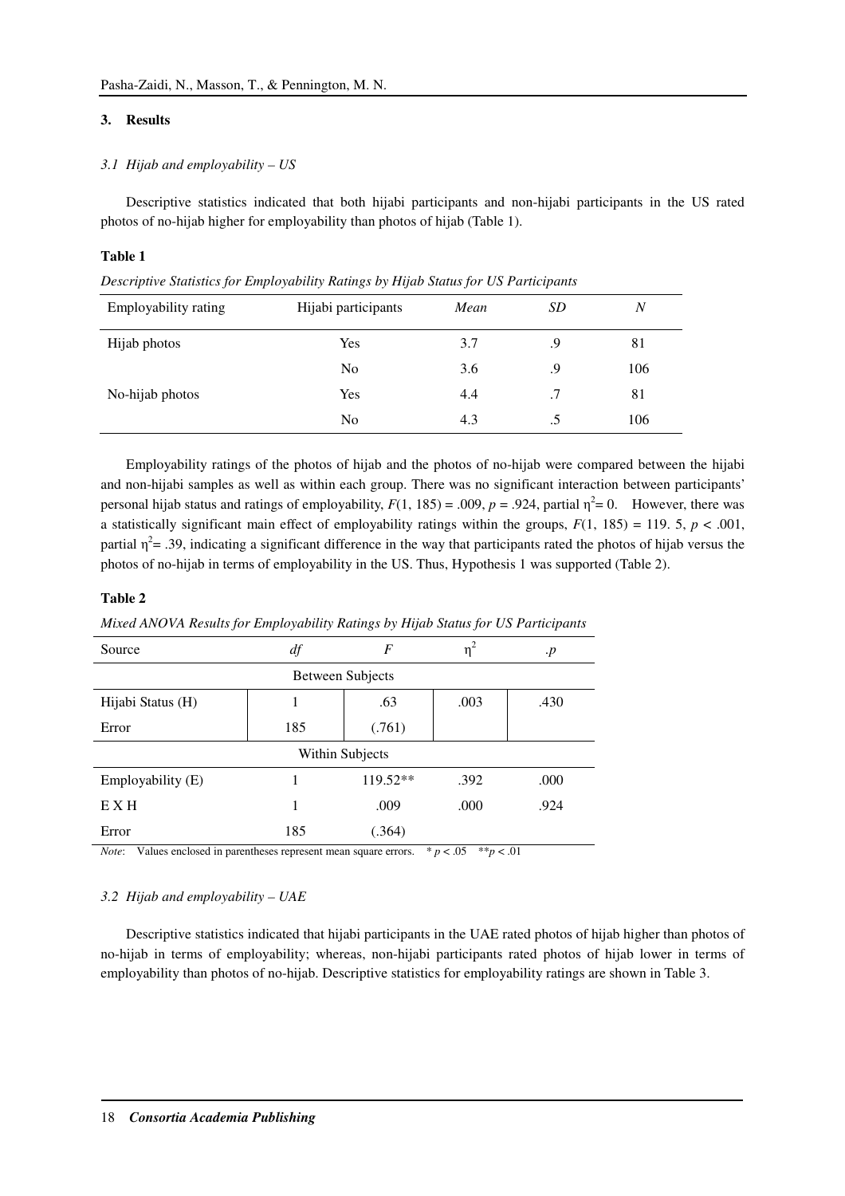## 3. Results

### 3.1 Hijab and employability – US

Descriptive statistics indicated that both hijabi participants and non-hijabi participants in the US rated photos of no-hijab higher for employability than photos of hijab (Table 1).

**Table 1**

*Descriptive Statistics for Employability Ratings by Hijab Status for US Participants*

| Employability rating | Hijabi participants | *Mean* | *SD* | *N* |
|---|---|---|---|---|
| Hijab photos | Yes | 3.7 | .9 | 81 |
| | No | 3.6 | .9 | 106 |
| No-hijab photos | Yes | 4.4 | .7 | 81 |
| | No | 4.3 | .5 | 106 |

Employability ratings of the photos of hijab and the photos of no-hijab were compared between the hijabi and non-hijabi samples as well as within each group. There was no significant interaction between participants' personal hijab status and ratings of employability, $F(1, 185) = .009$, $p = .924$, partial $\eta^2 = 0$. However, there was a statistically significant main effect of employability ratings within the groups, $F(1, 185) = 119.5$, $p < .001$, partial $\eta^2 = .39$, indicating a significant difference in the way that participants rated the photos of hijab versus the photos of no-hijab in terms of employability in the US. Thus, Hypothesis 1 was supported (Table 2).

**Table 2**

*Mixed ANOVA Results for Employability Ratings by Hijab Status for US Participants*

| Source | *df* | *F* | $\eta^2$ | *.p* |
|---|---|---|---|---|
| | | Between Subjects | | |
| Hijabi Status (H) | 1 | .63 | .003 | .430 |
| Error | 185 | (.761) | | |
| | | Within Subjects | | |
| Employability (E) | 1 | 119.52** | .392 | .000 |
| E X H | 1 | .009 | .000 | .924 |
| Error | 185 | (.364) | | |

*Note*: Values enclosed in parentheses represent mean square errors. * $p < .05$ ** $p < .01$

### 3.2 Hijab and employability – UAE

Descriptive statistics indicated that hijabi participants in the UAE rated photos of hijab higher than photos of no-hijab in terms of employability; whereas, non-hijabi participants rated photos of hijab lower in terms of employability than photos of no-hijab. Descriptive statistics for employability ratings are shown in Table 3.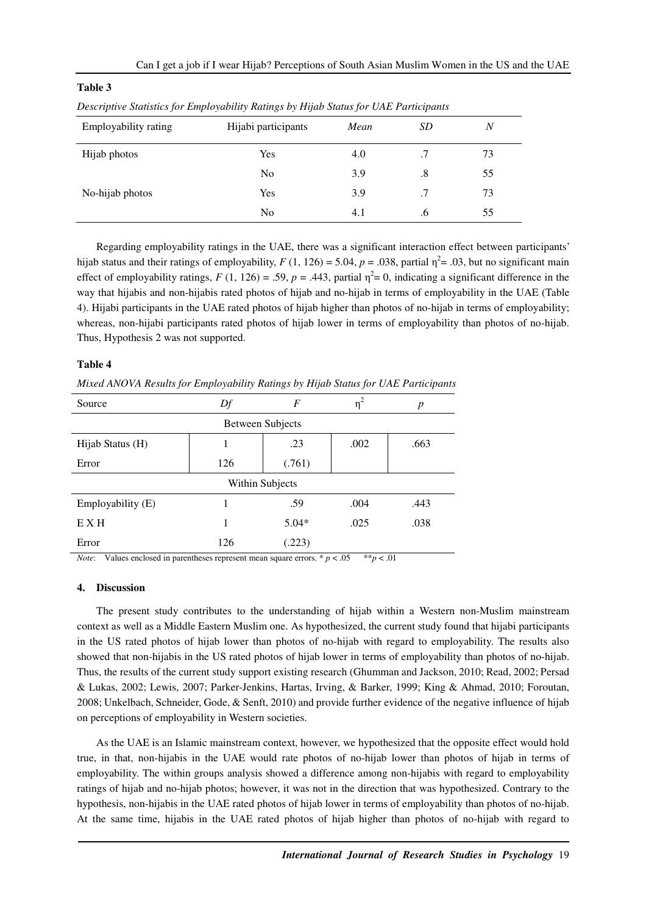**Table 3**

*Descriptive Statistics for Employability Ratings by Hijab Status for UAE Participants*

| Employability rating | Hijabi participants | *Mean* | *SD* | *N* |
|---|---|---|---|---|
| Hijab photos | Yes | 4.0 | .7 | 73 |
| | No | 3.9 | .8 | 55 |
| No-hijab photos | Yes | 3.9 | .7 | 73 |
| | No | 4.1 | .6 | 55 |

Regarding employability ratings in the UAE, there was a significant interaction effect between participants' hijab status and their ratings of employability, $F$ (1, 126) = 5.04, $p$ = .038, partial $\eta^2$= .03, but no significant main effect of employability ratings, $F$ (1, 126) = .59, $p$ = .443, partial $\eta^2$= 0, indicating a significant difference in the way that hijabis and non-hijabis rated photos of hijab and no-hijab in terms of employability in the UAE (Table 4). Hijabi participants in the UAE rated photos of hijab higher than photos of no-hijab in terms of employability; whereas, non-hijabi participants rated photos of hijab lower in terms of employability than photos of no-hijab. Thus, Hypothesis 2 was not supported.

**Table 4**

*Mixed ANOVA Results for Employability Ratings by Hijab Status for UAE Participants*

| Source | *Df* | *F* | $\eta^2$ | *p* |
|---|---|---|---|---|
| | | Between Subjects | | |
| Hijab Status (H) | 1 | .23 | .002 | .663 |
| Error | 126 | (.761) | | |
| | | Within Subjects | | |
| Employability (E) | 1 | .59 | .004 | .443 |
| E X H | 1 | 5.04* | .025 | .038 |
| Error | 126 | (.223) | | |

*Note*: Values enclosed in parentheses represent mean square errors. * $p < .05$ ** $p < .01$

## 4. Discussion

The present study contributes to the understanding of hijab within a Western non-Muslim mainstream context as well as a Middle Eastern Muslim one. As hypothesized, the current study found that hijabi participants in the US rated photos of hijab lower than photos of no-hijab with regard to employability. The results also showed that non-hijabis in the US rated photos of hijab lower in terms of employability than photos of no-hijab. Thus, the results of the current study support existing research (Ghumman and Jackson, 2010; Read, 2002; Persad & Lukas, 2002; Lewis, 2007; Parker-Jenkins, Hartas, Irving, & Barker, 1999; King & Ahmad, 2010; Foroutan, 2008; Unkelbach, Schneider, Gode, & Senft, 2010) and provide further evidence of the negative influence of hijab on perceptions of employability in Western societies.

As the UAE is an Islamic mainstream context, however, we hypothesized that the opposite effect would hold true, in that, non-hijabis in the UAE would rate photos of no-hijab lower than photos of hijab in terms of employability. The within groups analysis showed a difference among non-hijabis with regard to employability ratings of hijab and no-hijab photos; however, it was not in the direction that was hypothesized. Contrary to the hypothesis, non-hijabis in the UAE rated photos of hijab lower in terms of employability than photos of no-hijab. At the same time, hijabis in the UAE rated photos of hijab higher than photos of no-hijab with regard to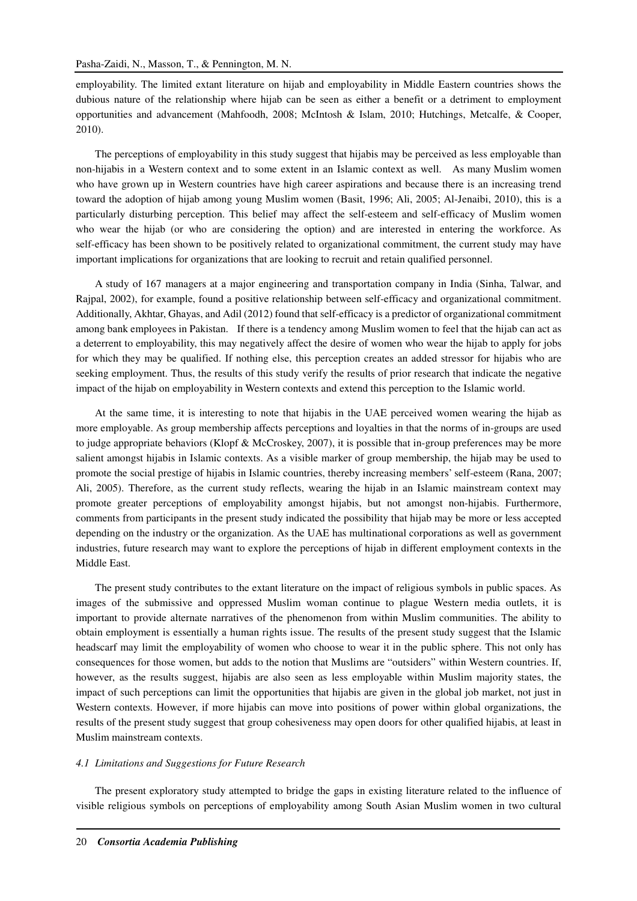employability. The limited extant literature on hijab and employability in Middle Eastern countries shows the dubious nature of the relationship where hijab can be seen as either a benefit or a detriment to employment opportunities and advancement (Mahfoodh, 2008; McIntosh & Islam, 2010; Hutchings, Metcalfe, & Cooper, 2010).

The perceptions of employability in this study suggest that hijabis may be perceived as less employable than non-hijabis in a Western context and to some extent in an Islamic context as well. As many Muslim women who have grown up in Western countries have high career aspirations and because there is an increasing trend toward the adoption of hijab among young Muslim women (Basit, 1996; Ali, 2005; Al-Jenaibi, 2010), this is a particularly disturbing perception. This belief may affect the self-esteem and self-efficacy of Muslim women who wear the hijab (or who are considering the option) and are interested in entering the workforce. As self-efficacy has been shown to be positively related to organizational commitment, the current study may have important implications for organizations that are looking to recruit and retain qualified personnel.

A study of 167 managers at a major engineering and transportation company in India (Sinha, Talwar, and Rajpal, 2002), for example, found a positive relationship between self-efficacy and organizational commitment. Additionally, Akhtar, Ghayas, and Adil (2012) found that self-efficacy is a predictor of organizational commitment among bank employees in Pakistan. If there is a tendency among Muslim women to feel that the hijab can act as a deterrent to employability, this may negatively affect the desire of women who wear the hijab to apply for jobs for which they may be qualified. If nothing else, this perception creates an added stressor for hijabis who are seeking employment. Thus, the results of this study verify the results of prior research that indicate the negative impact of the hijab on employability in Western contexts and extend this perception to the Islamic world.

At the same time, it is interesting to note that hijabis in the UAE perceived women wearing the hijab as more employable. As group membership affects perceptions and loyalties in that the norms of in-groups are used to judge appropriate behaviors (Klopf & McCroskey, 2007), it is possible that in-group preferences may be more salient amongst hijabis in Islamic contexts. As a visible marker of group membership, the hijab may be used to promote the social prestige of hijabis in Islamic countries, thereby increasing members' self-esteem (Rana, 2007; Ali, 2005). Therefore, as the current study reflects, wearing the hijab in an Islamic mainstream context may promote greater perceptions of employability amongst hijabis, but not amongst non-hijabis. Furthermore, comments from participants in the present study indicated the possibility that hijab may be more or less accepted depending on the industry or the organization. As the UAE has multinational corporations as well as government industries, future research may want to explore the perceptions of hijab in different employment contexts in the Middle East.

The present study contributes to the extant literature on the impact of religious symbols in public spaces. As images of the submissive and oppressed Muslim woman continue to plague Western media outlets, it is important to provide alternate narratives of the phenomenon from within Muslim communities. The ability to obtain employment is essentially a human rights issue. The results of the present study suggest that the Islamic headscarf may limit the employability of women who choose to wear it in the public sphere. This not only has consequences for those women, but adds to the notion that Muslims are "outsiders" within Western countries. If, however, as the results suggest, hijabis are also seen as less employable within Muslim majority states, the impact of such perceptions can limit the opportunities that hijabis are given in the global job market, not just in Western contexts. However, if more hijabis can move into positions of power within global organizations, the results of the present study suggest that group cohesiveness may open doors for other qualified hijabis, at least in Muslim mainstream contexts.

### *4.1 Limitations and Suggestions for Future Research*

The present exploratory study attempted to bridge the gaps in existing literature related to the influence of visible religious symbols on perceptions of employability among South Asian Muslim women in two cultural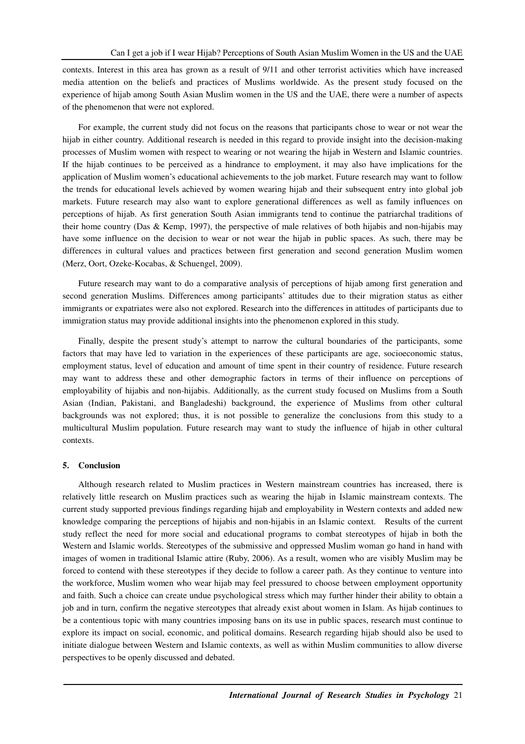contexts. Interest in this area has grown as a result of 9/11 and other terrorist activities which have increased media attention on the beliefs and practices of Muslims worldwide. As the present study focused on the experience of hijab among South Asian Muslim women in the US and the UAE, there were a number of aspects of the phenomenon that were not explored.

For example, the current study did not focus on the reasons that participants chose to wear or not wear the hijab in either country. Additional research is needed in this regard to provide insight into the decision-making processes of Muslim women with respect to wearing or not wearing the hijab in Western and Islamic countries. If the hijab continues to be perceived as a hindrance to employment, it may also have implications for the application of Muslim women's educational achievements to the job market. Future research may want to follow the trends for educational levels achieved by women wearing hijab and their subsequent entry into global job markets. Future research may also want to explore generational differences as well as family influences on perceptions of hijab. As first generation South Asian immigrants tend to continue the patriarchal traditions of their home country (Das & Kemp, 1997), the perspective of male relatives of both hijabis and non-hijabis may have some influence on the decision to wear or not wear the hijab in public spaces. As such, there may be differences in cultural values and practices between first generation and second generation Muslim women (Merz, Oort, Ozeke-Kocabas, & Schuengel, 2009).

Future research may want to do a comparative analysis of perceptions of hijab among first generation and second generation Muslims. Differences among participants' attitudes due to their migration status as either immigrants or expatriates were also not explored. Research into the differences in attitudes of participants due to immigration status may provide additional insights into the phenomenon explored in this study.

Finally, despite the present study's attempt to narrow the cultural boundaries of the participants, some factors that may have led to variation in the experiences of these participants are age, socioeconomic status, employment status, level of education and amount of time spent in their country of residence. Future research may want to address these and other demographic factors in terms of their influence on perceptions of employability of hijabis and non-hijabis. Additionally, as the current study focused on Muslims from a South Asian (Indian, Pakistani, and Bangladeshi) background, the experience of Muslims from other cultural backgrounds was not explored; thus, it is not possible to generalize the conclusions from this study to a multicultural Muslim population. Future research may want to study the influence of hijab in other cultural contexts.

## 5. Conclusion

Although research related to Muslim practices in Western mainstream countries has increased, there is relatively little research on Muslim practices such as wearing the hijab in Islamic mainstream contexts. The current study supported previous findings regarding hijab and employability in Western contexts and added new knowledge comparing the perceptions of hijabis and non-hijabis in an Islamic context. Results of the current study reflect the need for more social and educational programs to combat stereotypes of hijab in both the Western and Islamic worlds. Stereotypes of the submissive and oppressed Muslim woman go hand in hand with images of women in traditional Islamic attire (Ruby, 2006). As a result, women who are visibly Muslim may be forced to contend with these stereotypes if they decide to follow a career path. As they continue to venture into the workforce, Muslim women who wear hijab may feel pressured to choose between employment opportunity and faith. Such a choice can create undue psychological stress which may further hinder their ability to obtain a job and in turn, confirm the negative stereotypes that already exist about women in Islam. As hijab continues to be a contentious topic with many countries imposing bans on its use in public spaces, research must continue to explore its impact on social, economic, and political domains. Research regarding hijab should also be used to initiate dialogue between Western and Islamic contexts, as well as within Muslim communities to allow diverse perspectives to be openly discussed and debated.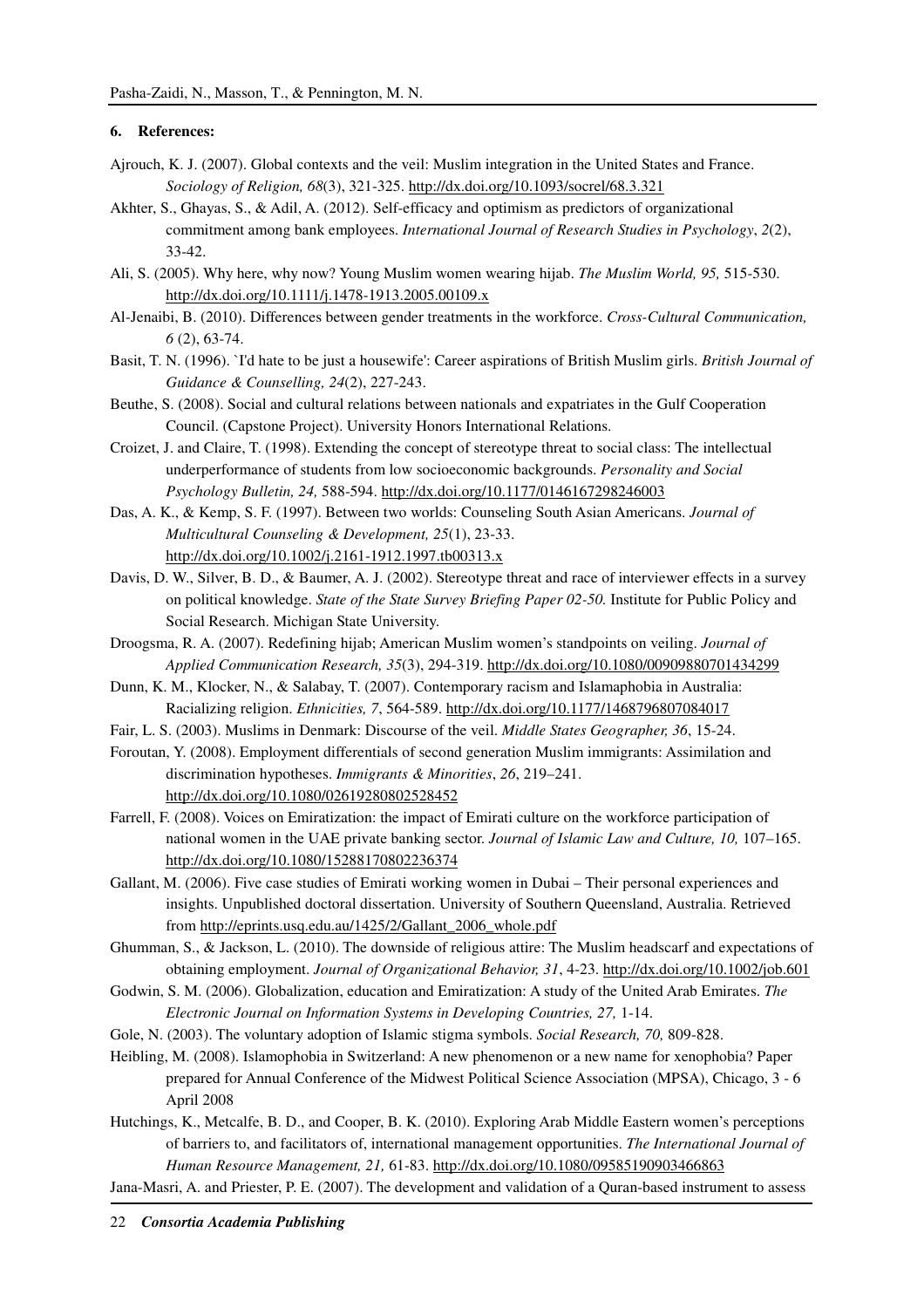### 6. References:

Ajrouch, K. J. (2007). Global contexts and the veil: Muslim integration in the United States and France. *Sociology of Religion, 68*(3), 321-325. http://dx.doi.org/10.1093/socrel/68.3.321

Akhter, S., Ghayas, S., & Adil, A. (2012). Self-efficacy and optimism as predictors of organizational commitment among bank employees. *International Journal of Research Studies in Psychology*, *2*(2), 33-42.

Ali, S. (2005). Why here, why now? Young Muslim women wearing hijab. *The Muslim World, 95,* 515-530. http://dx.doi.org/10.1111/j.1478-1913.2005.00109.x

Al-Jenaibi, B. (2010). Differences between gender treatments in the workforce. *Cross-Cultural Communication, 6* (2), 63-74.

Basit, T. N. (1996). `I'd hate to be just a housewife': Career aspirations of British Muslim girls. *British Journal of Guidance & Counselling, 24*(2), 227-243.

Beuthe, S. (2008). Social and cultural relations between nationals and expatriates in the Gulf Cooperation Council. (Capstone Project). University Honors International Relations.

Croizet, J. and Claire, T. (1998). Extending the concept of stereotype threat to social class: The intellectual underperformance of students from low socioeconomic backgrounds. *Personality and Social Psychology Bulletin, 24,* 588-594. http://dx.doi.org/10.1177/0146167298246003

Das, A. K., & Kemp, S. F. (1997). Between two worlds: Counseling South Asian Americans. *Journal of Multicultural Counseling & Development, 25*(1), 23-33. http://dx.doi.org/10.1002/j.2161-1912.1997.tb00313.x

Davis, D. W., Silver, B. D., & Baumer, A. J. (2002). Stereotype threat and race of interviewer effects in a survey on political knowledge. *State of the State Survey Briefing Paper 02-50.* Institute for Public Policy and Social Research. Michigan State University.

Droogsma, R. A. (2007). Redefining hijab; American Muslim women's standpoints on veiling. *Journal of Applied Communication Research, 35*(3), 294-319. http://dx.doi.org/10.1080/00909880701434299

Dunn, K. M., Klocker, N., & Salabay, T. (2007). Contemporary racism and Islamaphobia in Australia: Racializing religion. *Ethnicities, 7*, 564-589. http://dx.doi.org/10.1177/1468796807084017

Fair, L. S. (2003). Muslims in Denmark: Discourse of the veil. *Middle States Geographer, 36*, 15-24.

Foroutan, Y. (2008). Employment differentials of second generation Muslim immigrants: Assimilation and discrimination hypotheses. *Immigrants & Minorities*, *26*, 219–241. http://dx.doi.org/10.1080/02619280802528452

Farrell, F. (2008). Voices on Emiratization: the impact of Emirati culture on the workforce participation of national women in the UAE private banking sector. *Journal of Islamic Law and Culture, 10,* 107–165. http://dx.doi.org/10.1080/15288170802236374

Gallant, M. (2006). Five case studies of Emirati working women in Dubai – Their personal experiences and insights. Unpublished doctoral dissertation. University of Southern Queensland, Australia. Retrieved from http://eprints.usq.edu.au/1425/2/Gallant_2006_whole.pdf

Ghumman, S., & Jackson, L. (2010). The downside of religious attire: The Muslim headscarf and expectations of obtaining employment. *Journal of Organizational Behavior, 31*, 4-23. http://dx.doi.org/10.1002/job.601

Godwin, S. M. (2006). Globalization, education and Emiratization: A study of the United Arab Emirates. *The Electronic Journal on Information Systems in Developing Countries, 27,* 1-14.

Gole, N. (2003). The voluntary adoption of Islamic stigma symbols. *Social Research, 70,* 809-828.

Heibling, M. (2008). Islamophobia in Switzerland: A new phenomenon or a new name for xenophobia? Paper prepared for Annual Conference of the Midwest Political Science Association (MPSA), Chicago, 3 - 6 April 2008

Hutchings, K., Metcalfe, B. D., and Cooper, B. K. (2010). Exploring Arab Middle Eastern women's perceptions of barriers to, and facilitators of, international management opportunities. *The International Journal of Human Resource Management, 21,* 61-83. http://dx.doi.org/10.1080/09585190903466863

Jana-Masri, A. and Priester, P. E. (2007). The development and validation of a Quran-based instrument to assess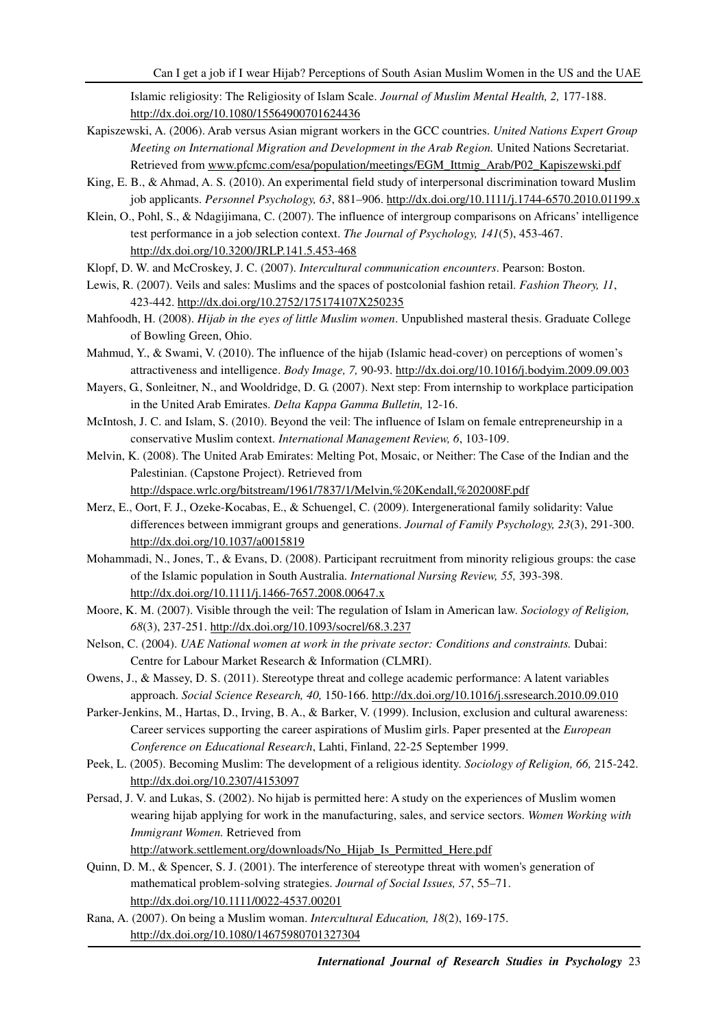Islamic religiosity: The Religiosity of Islam Scale. *Journal of Muslim Mental Health, 2,* 177-188. http://dx.doi.org/10.1080/15564900701624436

Kapiszewski, A. (2006). Arab versus Asian migrant workers in the GCC countries. *United Nations Expert Group Meeting on International Migration and Development in the Arab Region.* United Nations Secretariat. Retrieved from www.pfcmc.com/esa/population/meetings/EGM_Ittmig_Arab/P02_Kapiszewski.pdf

King, E. B., & Ahmad, A. S. (2010). An experimental field study of interpersonal discrimination toward Muslim job applicants. *Personnel Psychology, 63*, 881–906. http://dx.doi.org/10.1111/j.1744-6570.2010.01199.x

Klein, O., Pohl, S., & Ndagijimana, C. (2007). The influence of intergroup comparisons on Africans' intelligence test performance in a job selection context. *The Journal of Psychology, 141*(5), 453-467. http://dx.doi.org/10.3200/JRLP.141.5.453-468

Klopf, D. W. and McCroskey, J. C. (2007). *Intercultural communication encounters*. Pearson: Boston.

Lewis, R. (2007). Veils and sales: Muslims and the spaces of postcolonial fashion retail. *Fashion Theory, 11*, 423-442. http://dx.doi.org/10.2752/175174107X250235

Mahfoodh, H. (2008). *Hijab in the eyes of little Muslim women*. Unpublished masteral thesis. Graduate College of Bowling Green, Ohio.

Mahmud, Y., & Swami, V. (2010). The influence of the hijab (Islamic head-cover) on perceptions of women's attractiveness and intelligence. *Body Image, 7,* 90-93. http://dx.doi.org/10.1016/j.bodyim.2009.09.003

Mayers, G., Sonleitner, N., and Wooldridge, D. G. (2007). Next step: From internship to workplace participation in the United Arab Emirates. *Delta Kappa Gamma Bulletin,* 12-16.

McIntosh, J. C. and Islam, S. (2010). Beyond the veil: The influence of Islam on female entrepreneurship in a conservative Muslim context. *International Management Review, 6*, 103-109.

Melvin, K. (2008). The United Arab Emirates: Melting Pot, Mosaic, or Neither: The Case of the Indian and the Palestinian. (Capstone Project). Retrieved from http://dspace.wrlc.org/bitstream/1961/7837/1/Melvin,%20Kendall,%202008F.pdf

Merz, E., Oort, F. J., Ozeke-Kocabas, E., & Schuengel, C. (2009). Intergenerational family solidarity: Value differences between immigrant groups and generations. *Journal of Family Psychology, 23*(3), 291-300. http://dx.doi.org/10.1037/a0015819

Mohammadi, N., Jones, T., & Evans, D. (2008). Participant recruitment from minority religious groups: the case of the Islamic population in South Australia. *International Nursing Review, 55,* 393-398. http://dx.doi.org/10.1111/j.1466-7657.2008.00647.x

Moore, K. M. (2007). Visible through the veil: The regulation of Islam in American law. *Sociology of Religion, 68*(3), 237-251. http://dx.doi.org/10.1093/socrel/68.3.237

Nelson, C. (2004). *UAE National women at work in the private sector: Conditions and constraints.* Dubai: Centre for Labour Market Research & Information (CLMRI).

Owens, J., & Massey, D. S. (2011). Stereotype threat and college academic performance: A latent variables approach. *Social Science Research, 40,* 150-166. http://dx.doi.org/10.1016/j.ssresearch.2010.09.010

Parker-Jenkins, M., Hartas, D., Irving, B. A., & Barker, V. (1999). Inclusion, exclusion and cultural awareness: Career services supporting the career aspirations of Muslim girls. Paper presented at the *European Conference on Educational Research*, Lahti, Finland, 22-25 September 1999.

Peek, L. (2005). Becoming Muslim: The development of a religious identity. *Sociology of Religion, 66,* 215-242. http://dx.doi.org/10.2307/4153097

Persad, J. V. and Lukas, S. (2002). No hijab is permitted here: A study on the experiences of Muslim women wearing hijab applying for work in the manufacturing, sales, and service sectors. *Women Working with Immigrant Women.* Retrieved from http://atwork.settlement.org/downloads/No_Hijab_Is_Permitted_Here.pdf

Quinn, D. M., & Spencer, S. J. (2001). The interference of stereotype threat with women's generation of mathematical problem-solving strategies. *Journal of Social Issues, 57*, 55–71. http://dx.doi.org/10.1111/0022-4537.00201

Rana, A. (2007). On being a Muslim woman. *Intercultural Education, 18*(2), 169-175. http://dx.doi.org/10.1080/14675980701327304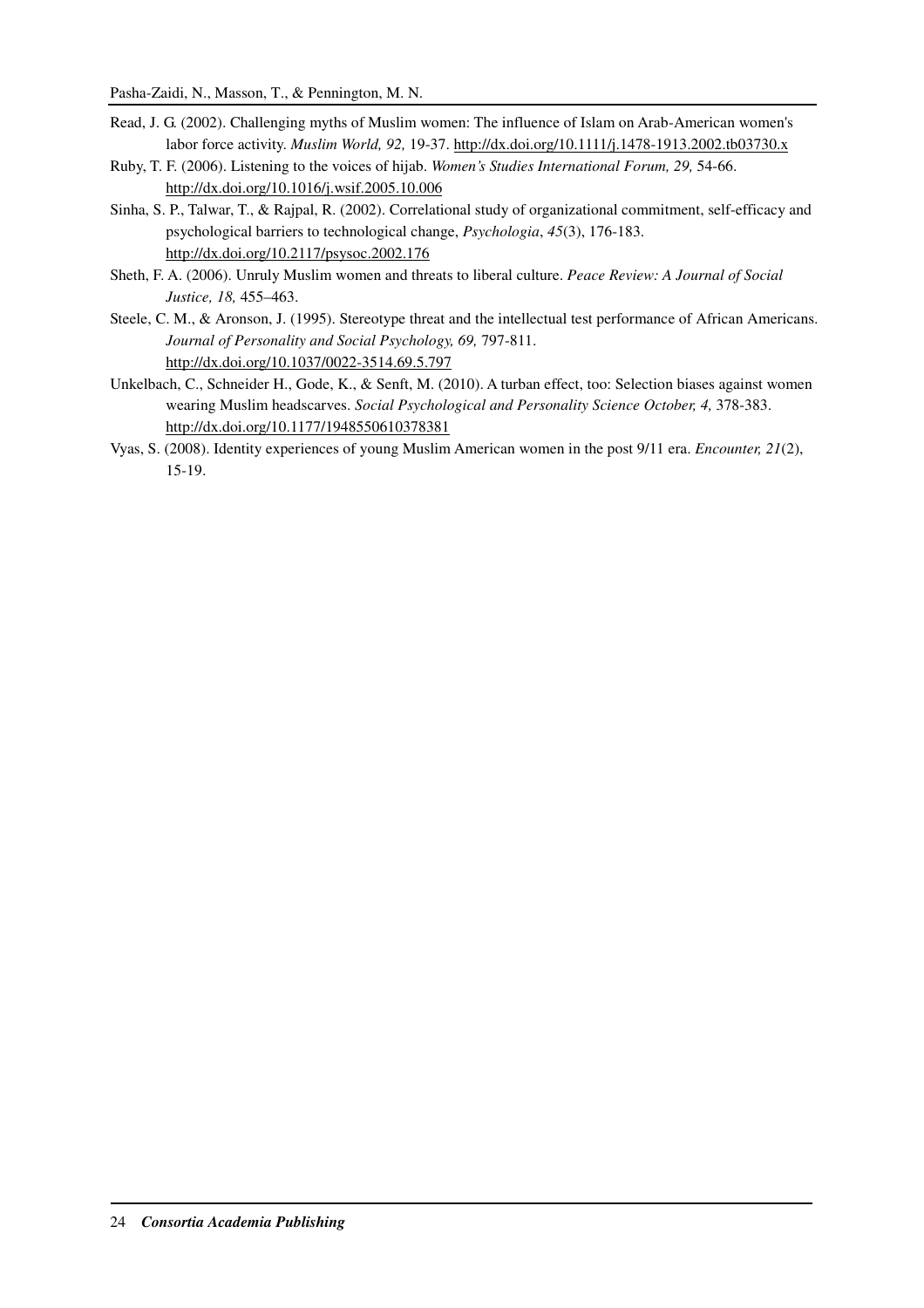Read, J. G. (2002). Challenging myths of Muslim women: The influence of Islam on Arab-American women's labor force activity. *Muslim World, 92,* 19-37. http://dx.doi.org/10.1111/j.1478-1913.2002.tb03730.x

Ruby, T. F. (2006). Listening to the voices of hijab. *Women's Studies International Forum, 29,* 54-66. http://dx.doi.org/10.1016/j.wsif.2005.10.006

Sinha, S. P., Talwar, T., & Rajpal, R. (2002). Correlational study of organizational commitment, self-efficacy and psychological barriers to technological change, *Psychologia*, *45*(3), 176-183. http://dx.doi.org/10.2117/psysoc.2002.176

Sheth, F. A. (2006). Unruly Muslim women and threats to liberal culture. *Peace Review: A Journal of Social Justice, 18,* 455–463.

Steele, C. M., & Aronson, J. (1995). Stereotype threat and the intellectual test performance of African Americans. *Journal of Personality and Social Psychology, 69,* 797-811. http://dx.doi.org/10.1037/0022-3514.69.5.797

Unkelbach, C., Schneider H., Gode, K., & Senft, M. (2010). A turban effect, too: Selection biases against women wearing Muslim headscarves. *Social Psychological and Personality Science October, 4,* 378-383. http://dx.doi.org/10.1177/1948550610378381

Vyas, S. (2008). Identity experiences of young Muslim American women in the post 9/11 era. *Encounter, 21*(2), 15-19.